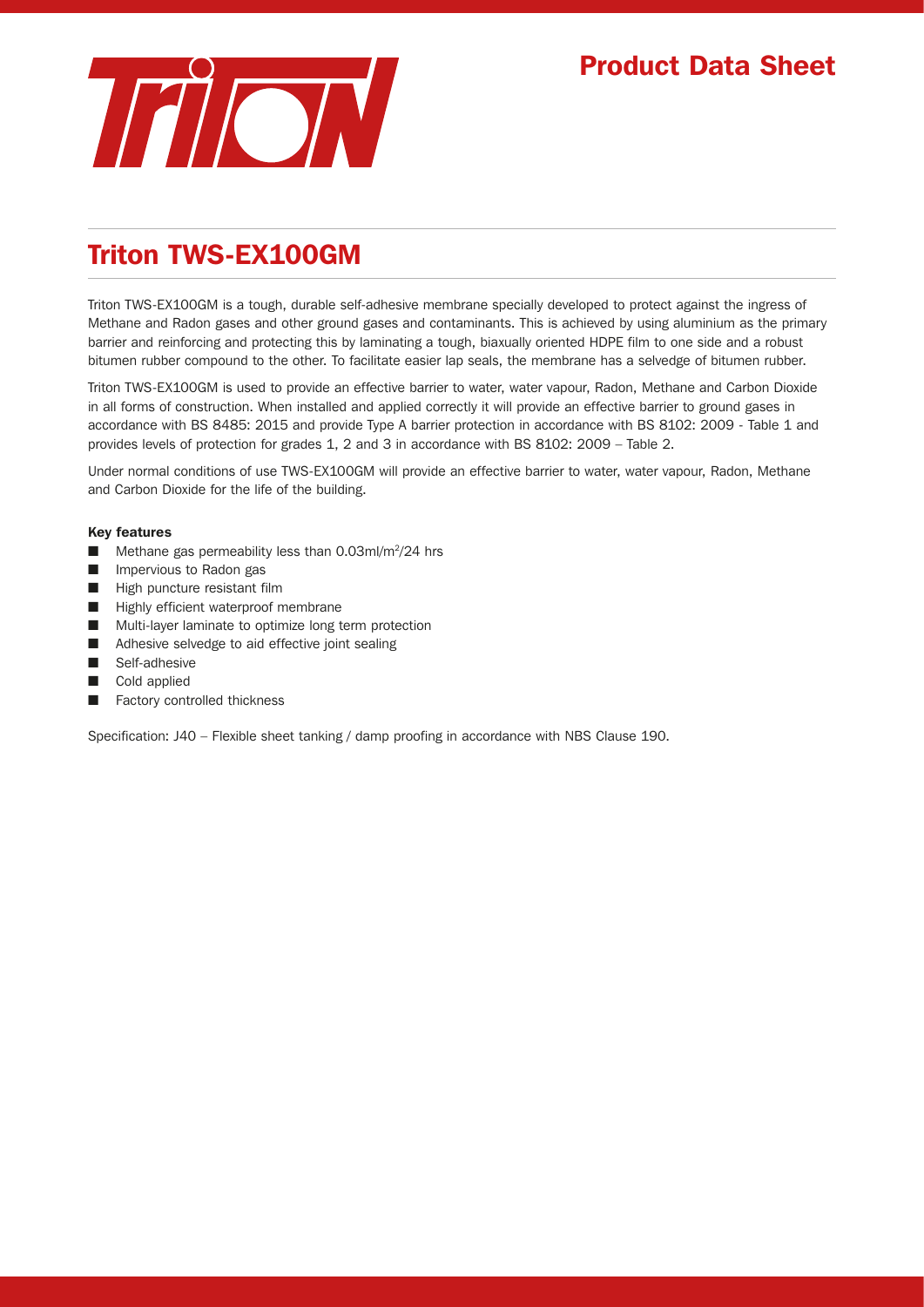# Product Data Sheet

## Triton TWS-EX100GM

Triton TWS-EX100GM is a tough, durable self-adhesive membrane specially developed to protect against the ingress of Methane and Radon gases and other ground gases and contaminants. This is achieved by using aluminium as the primary barrier and reinforcing and protecting this by laminating a tough, biaxually oriented HDPE film to one side and a robust bitumen rubber compound to the other. To facilitate easier lap seals, the membrane has a selvedge of bitumen rubber.

Triton TWS-EX100GM is used to provide an effective barrier to water, water vapour, Radon, Methane and Carbon Dioxide in all forms of construction. When installed and applied correctly it will provide an effective barrier to ground gases in accordance with BS 8485: 2015 and provide Type A barrier protection in accordance with BS 8102: 2009 - Table 1 and provides levels of protection for grades 1, 2 and 3 in accordance with BS 8102: 2009 – Table 2.

Under normal conditions of use TWS-EX100GM will provide an effective barrier to water, water vapour, Radon, Methane and Carbon Dioxide for the life of the building.

**Key features**

- Methane gas permeability less than 0.03ml/m$^2$/24 hrs
- Impervious to Radon gas
- High puncture resistant film
- Highly efficient waterproof membrane
- Multi-layer laminate to optimize long term protection
- Adhesive selvedge to aid effective joint sealing
- Self-adhesive
- Cold applied
- Factory controlled thickness

Specification: J40 – Flexible sheet tanking / damp proofing in accordance with NBS Clause 190.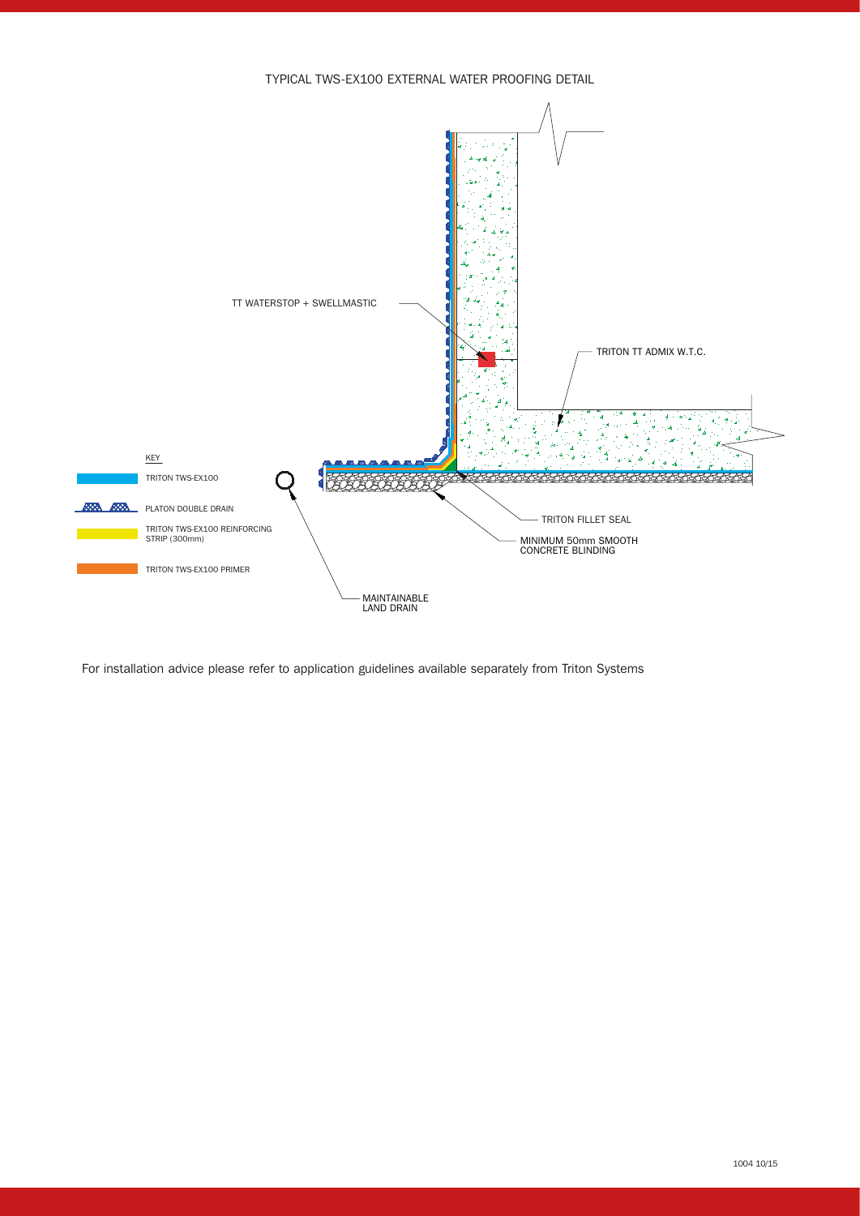TYPICAL TWS-EX100 EXTERNAL WATER PROOFING DETAIL

TT WATERSTOP + SWELLMASTIC

TRITON TT ADMIX W.T.C.

KEY

TRITON TWS-EX100

PLATON DOUBLE DRAIN

TRITON TWS-EX100 REINFORCING STRIP (300mm)

TRITON TWS-EX100 PRIMER

TRITON FILLET SEAL

MINIMUM 50mm SMOOTH CONCRETE BLINDING

MAINTAINABLE LAND DRAIN

For installation advice please refer to application guidelines available separately from Triton Systems

1004 10/15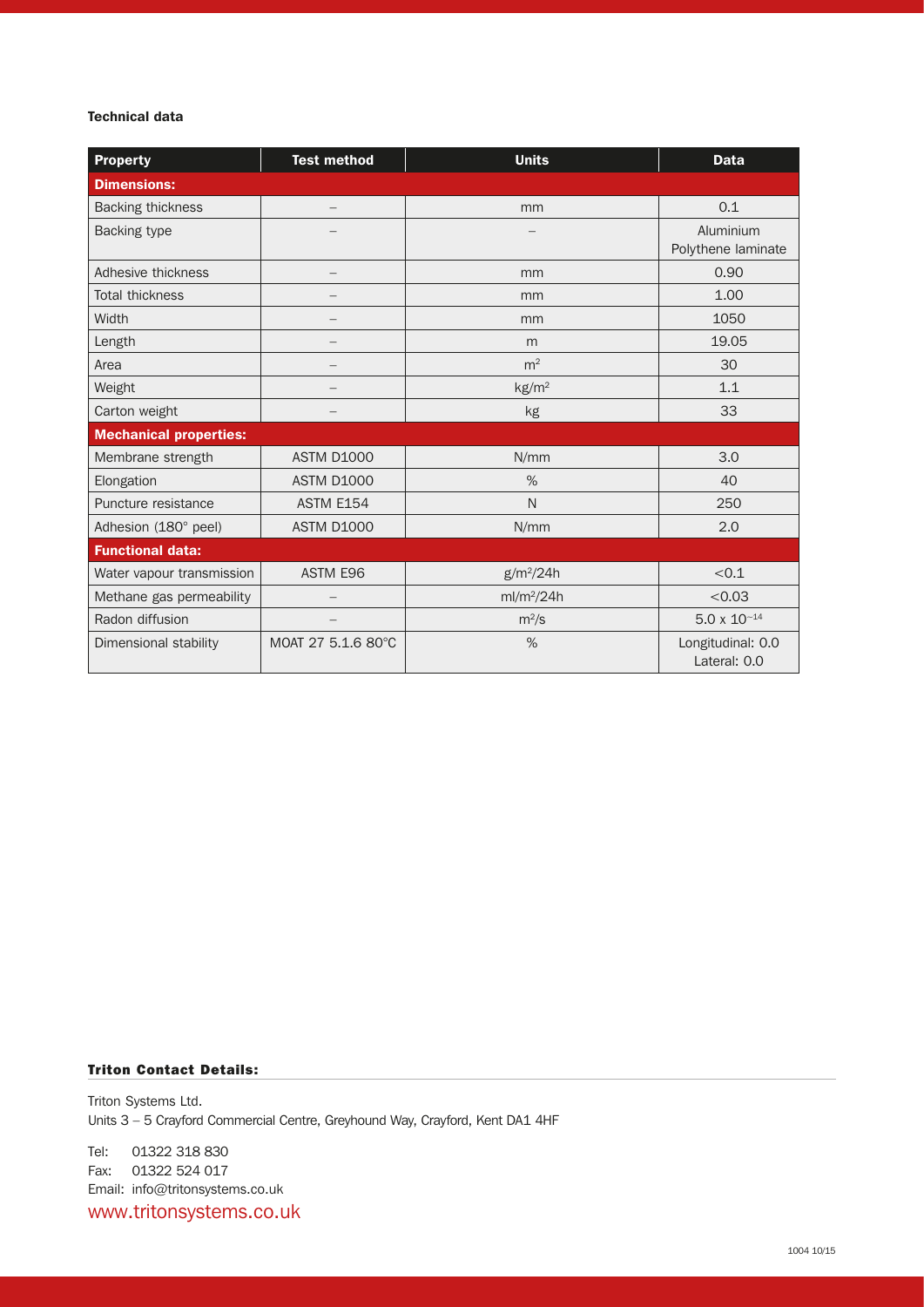**Technical data**

| Property | Test method | Units | Data |
|---|---|---|---|
| **Dimensions:** | | | |
| Backing thickness | – | mm | 0.1 |
| Backing type | – | – | Aluminium Polythene laminate |
| Adhesive thickness | – | mm | 0.90 |
| Total thickness | – | mm | 1.00 |
| Width | – | mm | 1050 |
| Length | – | m | 19.05 |
| Area | – | $m^2$ | 30 |
| Weight | – | $kg/m^2$ | 1.1 |
| Carton weight | – | kg | 33 |
| **Mechanical properties:** | | | |
| Membrane strength | ASTM D1000 | N/mm | 3.0 |
| Elongation | ASTM D1000 | % | 40 |
| Puncture resistance | ASTM E154 | N | 250 |
| Adhesion (180° peel) | ASTM D1000 | N/mm | 2.0 |
| **Functional data:** | | | |
| Water vapour transmission | ASTM E96 | $g/m^2/24h$ | <0.1 |
| Methane gas permeability | – | $ml/m^2/24h$ | <0.03 |
| Radon diffusion | – | $m^2/s$ | $5.0 \times 10^{-14}$ |
| Dimensional stability | MOAT 27 5.1.6 80°C | % | Longitudinal: 0.0 Lateral: 0.0 |

**Triton Contact Details:**

Triton Systems Ltd.
Units 3 – 5 Crayford Commercial Centre, Greyhound Way, Crayford, Kent DA1 4HF

Tel: 01322 318 830
Fax: 01322 524 017
Email: info@tritonsystems.co.uk

www.tritonsystems.co.uk

1004 10/15